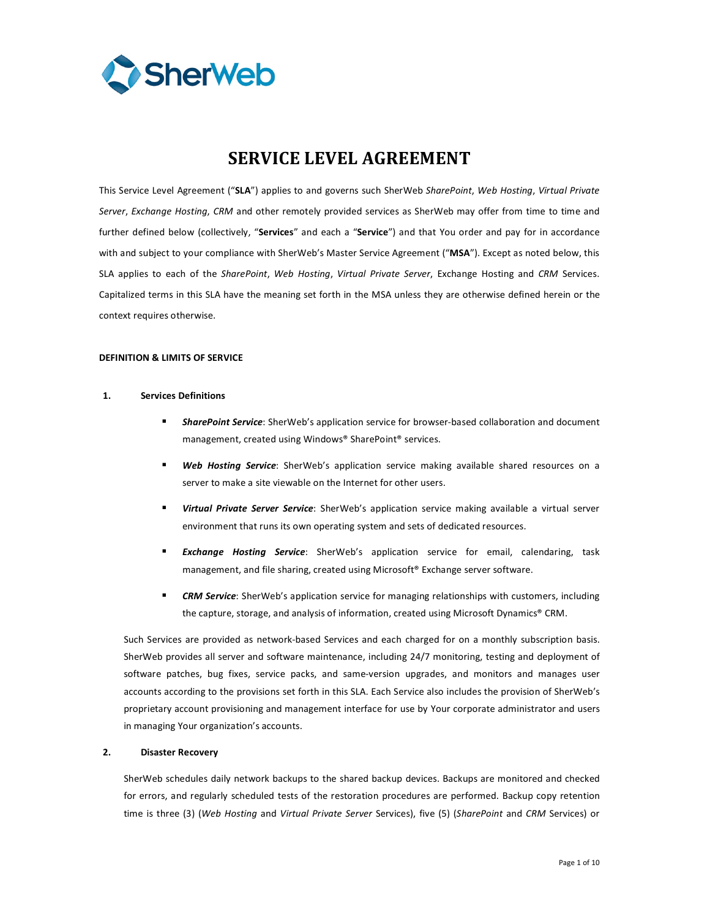# SERVICE LEVEL AGREEMENT

This Service Level Agreement ("**SLA**") applies to and governs such SherWeb *SharePoint*, *Web Hosting*, *Virtual Private Server*, *Exchange Hosting*, *CRM* and other remotely provided services as SherWeb may offer from time to time and further defined below (collectively, "**Services**" and each a "**Service**") and that You order and pay for in accordance with and subject to your compliance with SherWeb's Master Service Agreement ("**MSA**"). Except as noted below, this SLA applies to each of the *SharePoint*, *Web Hosting*, *Virtual Private Server*, Exchange Hosting and *CRM* Services. Capitalized terms in this SLA have the meaning set forth in the MSA unless they are otherwise defined herein or the context requires otherwise.

**DEFINITION & LIMITS OF SERVICE**

**1. Services Definitions**

- ***SharePoint Service***: SherWeb's application service for browser-based collaboration and document management, created using Windows® SharePoint® services.
- ***Web Hosting Service***: SherWeb's application service making available shared resources on a server to make a site viewable on the Internet for other users.
- ***Virtual Private Server Service***: SherWeb's application service making available a virtual server environment that runs its own operating system and sets of dedicated resources.
- ***Exchange Hosting Service***: SherWeb's application service for email, calendaring, task management, and file sharing, created using Microsoft® Exchange server software.
- ***CRM Service***: SherWeb's application service for managing relationships with customers, including the capture, storage, and analysis of information, created using Microsoft Dynamics® CRM.

Such Services are provided as network-based Services and each charged for on a monthly subscription basis. SherWeb provides all server and software maintenance, including 24/7 monitoring, testing and deployment of software patches, bug fixes, service packs, and same-version upgrades, and monitors and manages user accounts according to the provisions set forth in this SLA. Each Service also includes the provision of SherWeb's proprietary account provisioning and management interface for use by Your corporate administrator and users in managing Your organization's accounts.

**2. Disaster Recovery**

SherWeb schedules daily network backups to the shared backup devices. Backups are monitored and checked for errors, and regularly scheduled tests of the restoration procedures are performed. Backup copy retention time is three (3) (*Web Hosting* and *Virtual Private Server* Services), five (5) (*SharePoint* and *CRM* Services) or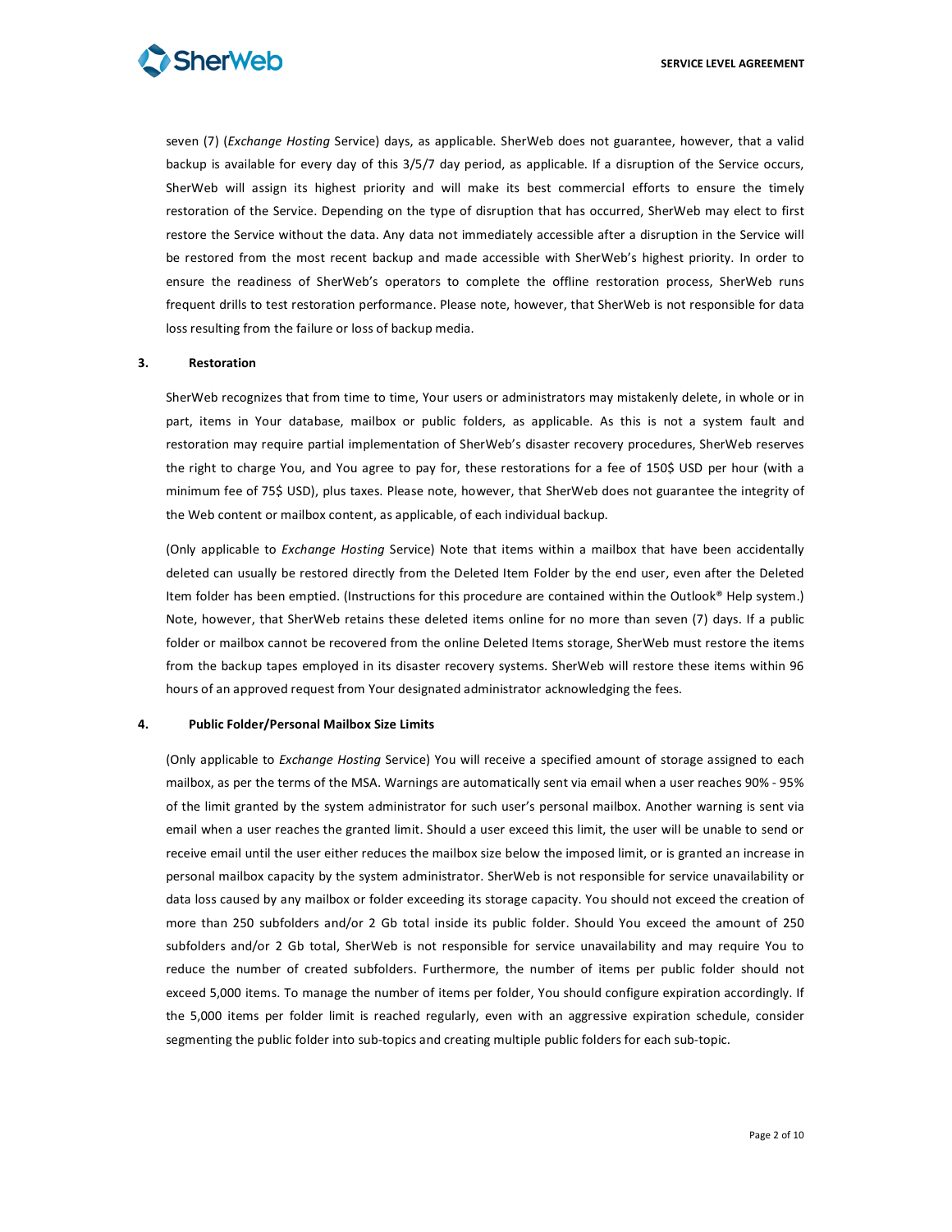seven (7) (*Exchange Hosting* Service) days, as applicable. SherWeb does not guarantee, however, that a valid backup is available for every day of this 3/5/7 day period, as applicable. If a disruption of the Service occurs, SherWeb will assign its highest priority and will make its best commercial efforts to ensure the timely restoration of the Service. Depending on the type of disruption that has occurred, SherWeb may elect to first restore the Service without the data. Any data not immediately accessible after a disruption in the Service will be restored from the most recent backup and made accessible with SherWeb's highest priority. In order to ensure the readiness of SherWeb's operators to complete the offline restoration process, SherWeb runs frequent drills to test restoration performance. Please note, however, that SherWeb is not responsible for data loss resulting from the failure or loss of backup media.

## 3. Restoration

SherWeb recognizes that from time to time, Your users or administrators may mistakenly delete, in whole or in part, items in Your database, mailbox or public folders, as applicable. As this is not a system fault and restoration may require partial implementation of SherWeb's disaster recovery procedures, SherWeb reserves the right to charge You, and You agree to pay for, these restorations for a fee of 150$ USD per hour (with a minimum fee of 75$ USD), plus taxes. Please note, however, that SherWeb does not guarantee the integrity of the Web content or mailbox content, as applicable, of each individual backup.

(Only applicable to *Exchange Hosting* Service) Note that items within a mailbox that have been accidentally deleted can usually be restored directly from the Deleted Item Folder by the end user, even after the Deleted Item folder has been emptied. (Instructions for this procedure are contained within the Outlook® Help system.) Note, however, that SherWeb retains these deleted items online for no more than seven (7) days. If a public folder or mailbox cannot be recovered from the online Deleted Items storage, SherWeb must restore the items from the backup tapes employed in its disaster recovery systems. SherWeb will restore these items within 96 hours of an approved request from Your designated administrator acknowledging the fees.

## 4. Public Folder/Personal Mailbox Size Limits

(Only applicable to *Exchange Hosting* Service) You will receive a specified amount of storage assigned to each mailbox, as per the terms of the MSA. Warnings are automatically sent via email when a user reaches 90% - 95% of the limit granted by the system administrator for such user's personal mailbox. Another warning is sent via email when a user reaches the granted limit. Should a user exceed this limit, the user will be unable to send or receive email until the user either reduces the mailbox size below the imposed limit, or is granted an increase in personal mailbox capacity by the system administrator. SherWeb is not responsible for service unavailability or data loss caused by any mailbox or folder exceeding its storage capacity. You should not exceed the creation of more than 250 subfolders and/or 2 Gb total inside its public folder. Should You exceed the amount of 250 subfolders and/or 2 Gb total, SherWeb is not responsible for service unavailability and may require You to reduce the number of created subfolders. Furthermore, the number of items per public folder should not exceed 5,000 items. To manage the number of items per folder, You should configure expiration accordingly. If the 5,000 items per folder limit is reached regularly, even with an aggressive expiration schedule, consider segmenting the public folder into sub-topics and creating multiple public folders for each sub-topic.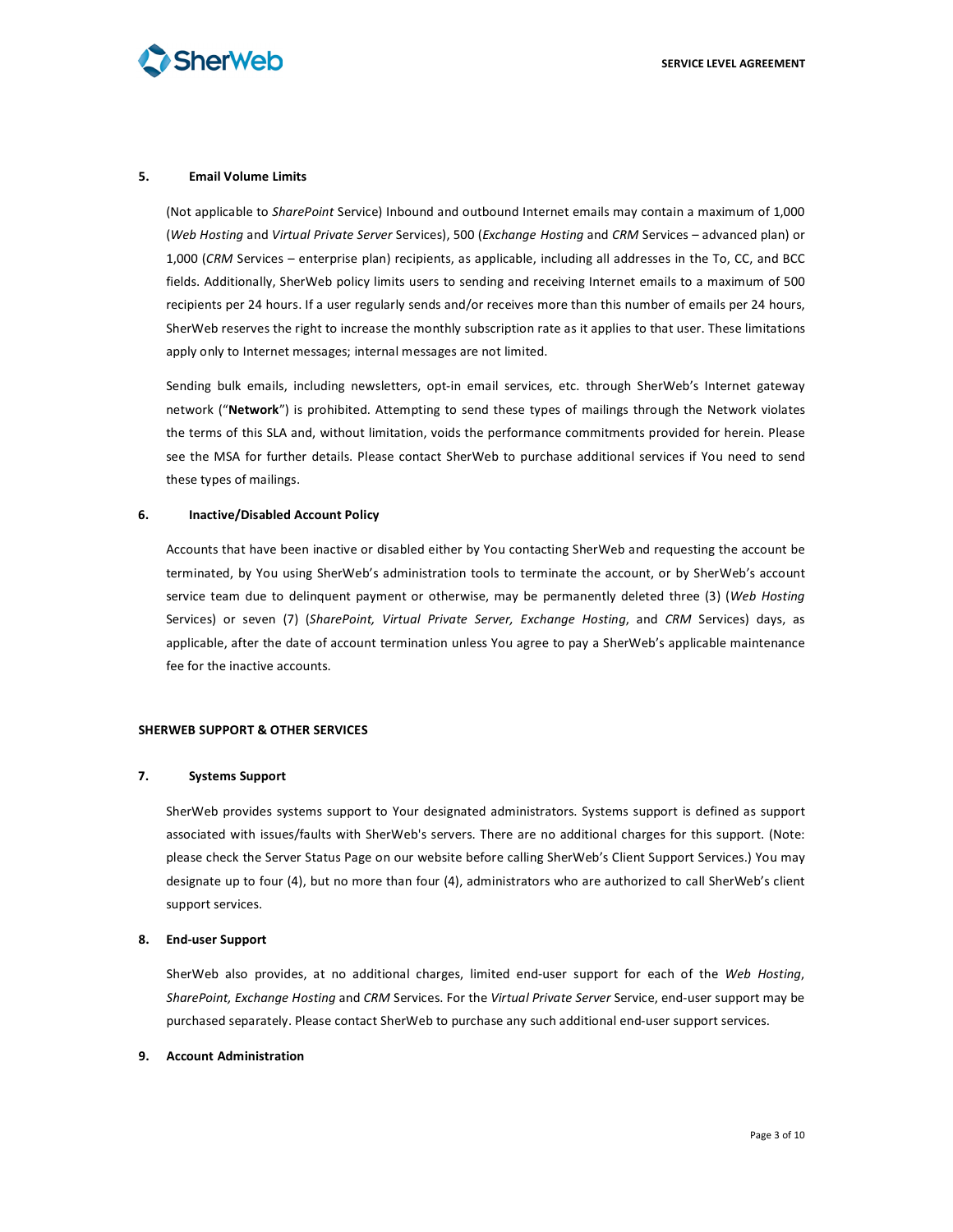### 5. Email Volume Limits

(Not applicable to *SharePoint* Service) Inbound and outbound Internet emails may contain a maximum of 1,000 (*Web Hosting* and *Virtual Private Server* Services), 500 (*Exchange Hosting* and *CRM* Services – advanced plan) or 1,000 (*CRM* Services – enterprise plan) recipients, as applicable, including all addresses in the To, CC, and BCC fields. Additionally, SherWeb policy limits users to sending and receiving Internet emails to a maximum of 500 recipients per 24 hours. If a user regularly sends and/or receives more than this number of emails per 24 hours, SherWeb reserves the right to increase the monthly subscription rate as it applies to that user. These limitations apply only to Internet messages; internal messages are not limited.

Sending bulk emails, including newsletters, opt-in email services, etc. through SherWeb's Internet gateway network ("**Network**") is prohibited. Attempting to send these types of mailings through the Network violates the terms of this SLA and, without limitation, voids the performance commitments provided for herein. Please see the MSA for further details. Please contact SherWeb to purchase additional services if You need to send these types of mailings.

### 6. Inactive/Disabled Account Policy

Accounts that have been inactive or disabled either by You contacting SherWeb and requesting the account be terminated, by You using SherWeb's administration tools to terminate the account, or by SherWeb's account service team due to delinquent payment or otherwise, may be permanently deleted three (3) (*Web Hosting* Services) or seven (7) (*SharePoint, Virtual Private Server, Exchange Hosting*, and *CRM* Services) days, as applicable, after the date of account termination unless You agree to pay a SherWeb's applicable maintenance fee for the inactive accounts.

## SHERWEB SUPPORT & OTHER SERVICES

### 7. Systems Support

SherWeb provides systems support to Your designated administrators. Systems support is defined as support associated with issues/faults with SherWeb's servers. There are no additional charges for this support. (Note: please check the Server Status Page on our website before calling SherWeb's Client Support Services.) You may designate up to four (4), but no more than four (4), administrators who are authorized to call SherWeb's client support services.

### 8. End-user Support

SherWeb also provides, at no additional charges, limited end-user support for each of the *Web Hosting*, *SharePoint, Exchange Hosting* and *CRM* Services. For the *Virtual Private Server* Service, end-user support may be purchased separately. Please contact SherWeb to purchase any such additional end-user support services.

### 9. Account Administration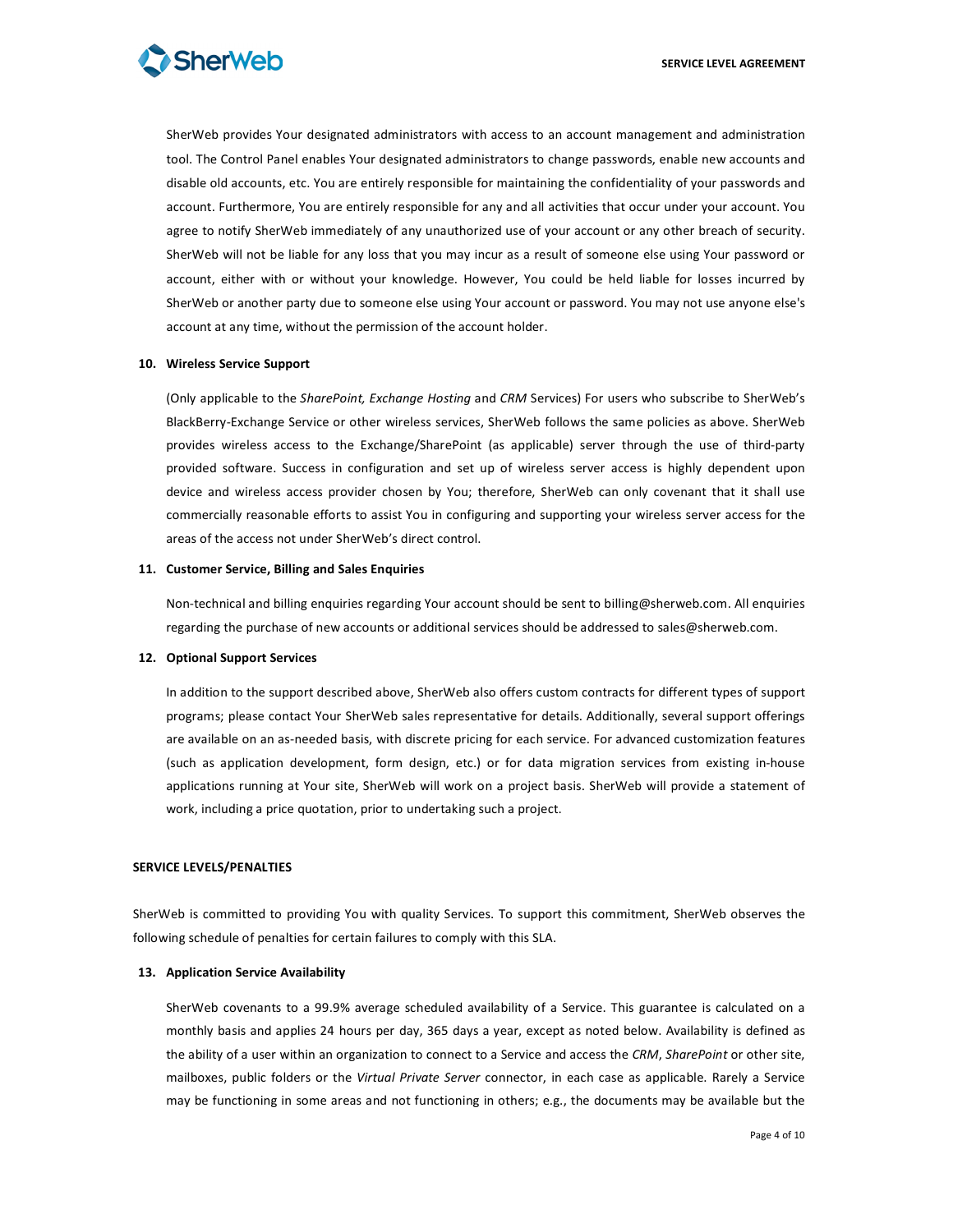SherWeb provides Your designated administrators with access to an account management and administration tool. The Control Panel enables Your designated administrators to change passwords, enable new accounts and disable old accounts, etc. You are entirely responsible for maintaining the confidentiality of your passwords and account. Furthermore, You are entirely responsible for any and all activities that occur under your account. You agree to notify SherWeb immediately of any unauthorized use of your account or any other breach of security. SherWeb will not be liable for any loss that you may incur as a result of someone else using Your password or account, either with or without your knowledge. However, You could be held liable for losses incurred by SherWeb or another party due to someone else using Your account or password. You may not use anyone else's account at any time, without the permission of the account holder.

**10. Wireless Service Support**

(Only applicable to the *SharePoint, Exchange Hosting* and *CRM* Services) For users who subscribe to SherWeb's BlackBerry-Exchange Service or other wireless services, SherWeb follows the same policies as above. SherWeb provides wireless access to the Exchange/SharePoint (as applicable) server through the use of third-party provided software. Success in configuration and set up of wireless server access is highly dependent upon device and wireless access provider chosen by You; therefore, SherWeb can only covenant that it shall use commercially reasonable efforts to assist You in configuring and supporting your wireless server access for the areas of the access not under SherWeb's direct control.

**11. Customer Service, Billing and Sales Enquiries**

Non-technical and billing enquiries regarding Your account should be sent to billing@sherweb.com. All enquiries regarding the purchase of new accounts or additional services should be addressed to sales@sherweb.com.

**12. Optional Support Services**

In addition to the support described above, SherWeb also offers custom contracts for different types of support programs; please contact Your SherWeb sales representative for details. Additionally, several support offerings are available on an as-needed basis, with discrete pricing for each service. For advanced customization features (such as application development, form design, etc.) or for data migration services from existing in-house applications running at Your site, SherWeb will work on a project basis. SherWeb will provide a statement of work, including a price quotation, prior to undertaking such a project.

**SERVICE LEVELS/PENALTIES**

SherWeb is committed to providing You with quality Services. To support this commitment, SherWeb observes the following schedule of penalties for certain failures to comply with this SLA.

**13. Application Service Availability**

SherWeb covenants to a 99.9% average scheduled availability of a Service. This guarantee is calculated on a monthly basis and applies 24 hours per day, 365 days a year, except as noted below. Availability is defined as the ability of a user within an organization to connect to a Service and access the *CRM*, *SharePoint* or other site, mailboxes, public folders or the *Virtual Private Server* connector, in each case as applicable. Rarely a Service may be functioning in some areas and not functioning in others; e.g., the documents may be available but the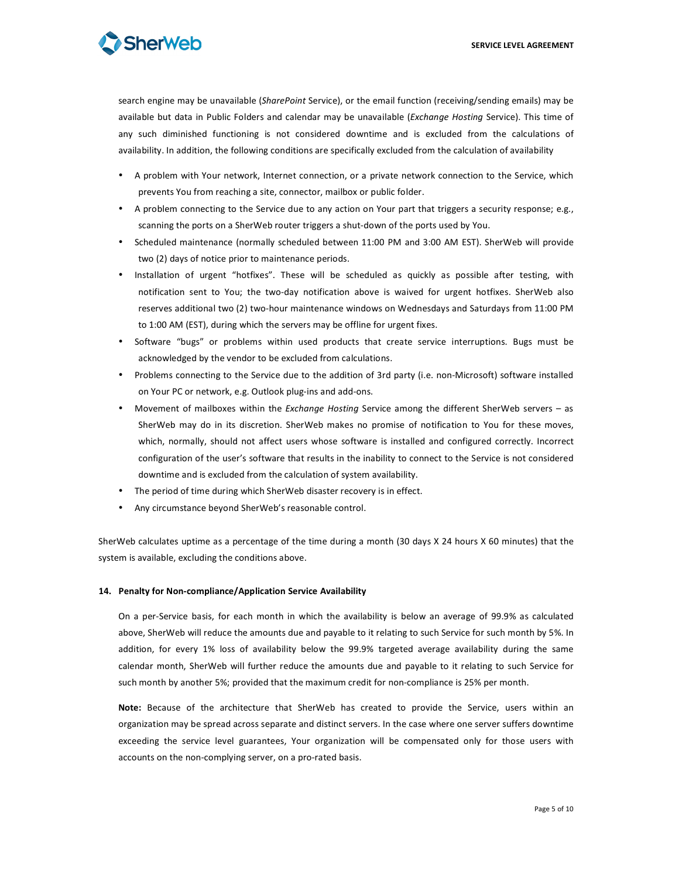search engine may be unavailable (*SharePoint* Service), or the email function (receiving/sending emails) may be available but data in Public Folders and calendar may be unavailable (*Exchange Hosting* Service). This time of any such diminished functioning is not considered downtime and is excluded from the calculations of availability. In addition, the following conditions are specifically excluded from the calculation of availability

- A problem with Your network, Internet connection, or a private network connection to the Service, which prevents You from reaching a site, connector, mailbox or public folder.
- A problem connecting to the Service due to any action on Your part that triggers a security response; e.g., scanning the ports on a SherWeb router triggers a shut-down of the ports used by You.
- Scheduled maintenance (normally scheduled between 11:00 PM and 3:00 AM EST). SherWeb will provide two (2) days of notice prior to maintenance periods.
- Installation of urgent "hotfixes". These will be scheduled as quickly as possible after testing, with notification sent to You; the two-day notification above is waived for urgent hotfixes. SherWeb also reserves additional two (2) two-hour maintenance windows on Wednesdays and Saturdays from 11:00 PM to 1:00 AM (EST), during which the servers may be offline for urgent fixes.
- Software "bugs" or problems within used products that create service interruptions. Bugs must be acknowledged by the vendor to be excluded from calculations.
- Problems connecting to the Service due to the addition of 3rd party (i.e. non-Microsoft) software installed on Your PC or network, e.g. Outlook plug-ins and add-ons.
- Movement of mailboxes within the *Exchange Hosting* Service among the different SherWeb servers – as SherWeb may do in its discretion. SherWeb makes no promise of notification to You for these moves, which, normally, should not affect users whose software is installed and configured correctly. Incorrect configuration of the user's software that results in the inability to connect to the Service is not considered downtime and is excluded from the calculation of system availability.
- The period of time during which SherWeb disaster recovery is in effect.
- Any circumstance beyond SherWeb's reasonable control.

SherWeb calculates uptime as a percentage of the time during a month (30 days X 24 hours X 60 minutes) that the system is available, excluding the conditions above.

**14. Penalty for Non-compliance/Application Service Availability**

On a per-Service basis, for each month in which the availability is below an average of 99.9% as calculated above, SherWeb will reduce the amounts due and payable to it relating to such Service for such month by 5%. In addition, for every 1% loss of availability below the 99.9% targeted average availability during the same calendar month, SherWeb will further reduce the amounts due and payable to it relating to such Service for such month by another 5%; provided that the maximum credit for non-compliance is 25% per month.

**Note:** Because of the architecture that SherWeb has created to provide the Service, users within an organization may be spread across separate and distinct servers. In the case where one server suffers downtime exceeding the service level guarantees, Your organization will be compensated only for those users with accounts on the non-complying server, on a pro-rated basis.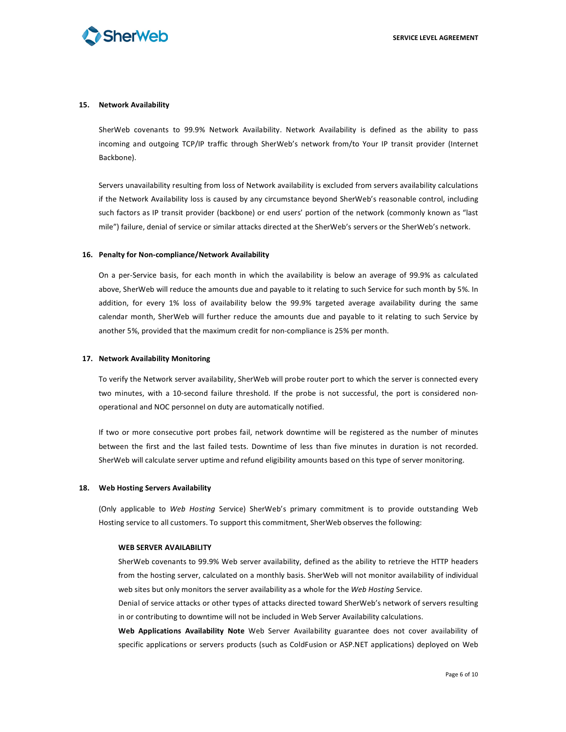## 15. Network Availability

SherWeb covenants to 99.9% Network Availability. Network Availability is defined as the ability to pass incoming and outgoing TCP/IP traffic through SherWeb's network from/to Your IP transit provider (Internet Backbone).

Servers unavailability resulting from loss of Network availability is excluded from servers availability calculations if the Network Availability loss is caused by any circumstance beyond SherWeb's reasonable control, including such factors as IP transit provider (backbone) or end users' portion of the network (commonly known as "last mile") failure, denial of service or similar attacks directed at the SherWeb's servers or the SherWeb's network.

## 16. Penalty for Non-compliance/Network Availability

On a per-Service basis, for each month in which the availability is below an average of 99.9% as calculated above, SherWeb will reduce the amounts due and payable to it relating to such Service for such month by 5%. In addition, for every 1% loss of availability below the 99.9% targeted average availability during the same calendar month, SherWeb will further reduce the amounts due and payable to it relating to such Service by another 5%, provided that the maximum credit for non-compliance is 25% per month.

## 17. Network Availability Monitoring

To verify the Network server availability, SherWeb will probe router port to which the server is connected every two minutes, with a 10-second failure threshold. If the probe is not successful, the port is considered non-operational and NOC personnel on duty are automatically notified.

If two or more consecutive port probes fail, network downtime will be registered as the number of minutes between the first and the last failed tests. Downtime of less than five minutes in duration is not recorded. SherWeb will calculate server uptime and refund eligibility amounts based on this type of server monitoring.

## 18. Web Hosting Servers Availability

(Only applicable to *Web Hosting* Service) SherWeb's primary commitment is to provide outstanding Web Hosting service to all customers. To support this commitment, SherWeb observes the following:

**WEB SERVER AVAILABILITY**

SherWeb covenants to 99.9% Web server availability, defined as the ability to retrieve the HTTP headers from the hosting server, calculated on a monthly basis. SherWeb will not monitor availability of individual web sites but only monitors the server availability as a whole for the *Web Hosting* Service.

Denial of service attacks or other types of attacks directed toward SherWeb's network of servers resulting in or contributing to downtime will not be included in Web Server Availability calculations.

**Web Applications Availability Note** Web Server Availability guarantee does not cover availability of specific applications or servers products (such as ColdFusion or ASP.NET applications) deployed on Web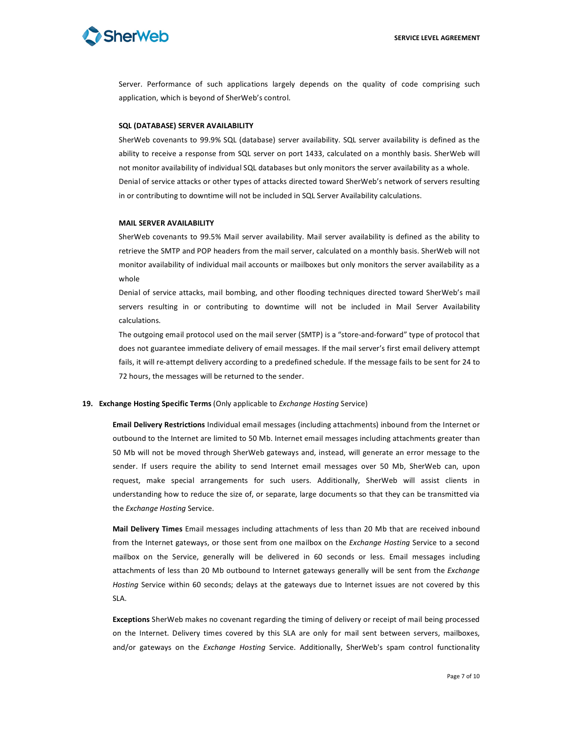Server. Performance of such applications largely depends on the quality of code comprising such application, which is beyond of SherWeb's control.

**SQL (DATABASE) SERVER AVAILABILITY**

SherWeb covenants to 99.9% SQL (database) server availability. SQL server availability is defined as the ability to receive a response from SQL server on port 1433, calculated on a monthly basis. SherWeb will not monitor availability of individual SQL databases but only monitors the server availability as a whole.
Denial of service attacks or other types of attacks directed toward SherWeb's network of servers resulting in or contributing to downtime will not be included in SQL Server Availability calculations.

**MAIL SERVER AVAILABILITY**

SherWeb covenants to 99.5% Mail server availability. Mail server availability is defined as the ability to retrieve the SMTP and POP headers from the mail server, calculated on a monthly basis. SherWeb will not monitor availability of individual mail accounts or mailboxes but only monitors the server availability as a whole
Denial of service attacks, mail bombing, and other flooding techniques directed toward SherWeb's mail servers resulting in or contributing to downtime will not be included in Mail Server Availability calculations.
The outgoing email protocol used on the mail server (SMTP) is a "store-and-forward" type of protocol that does not guarantee immediate delivery of email messages. If the mail server's first email delivery attempt fails, it will re-attempt delivery according to a predefined schedule. If the message fails to be sent for 24 to 72 hours, the messages will be returned to the sender.

**19. Exchange Hosting Specific Terms** (Only applicable to *Exchange Hosting* Service)

**Email Delivery Restrictions** Individual email messages (including attachments) inbound from the Internet or outbound to the Internet are limited to 50 Mb. Internet email messages including attachments greater than 50 Mb will not be moved through SherWeb gateways and, instead, will generate an error message to the sender. If users require the ability to send Internet email messages over 50 Mb, SherWeb can, upon request, make special arrangements for such users. Additionally, SherWeb will assist clients in understanding how to reduce the size of, or separate, large documents so that they can be transmitted via the *Exchange Hosting* Service.

**Mail Delivery Times** Email messages including attachments of less than 20 Mb that are received inbound from the Internet gateways, or those sent from one mailbox on the *Exchange Hosting* Service to a second mailbox on the Service, generally will be delivered in 60 seconds or less. Email messages including attachments of less than 20 Mb outbound to Internet gateways generally will be sent from the *Exchange Hosting* Service within 60 seconds; delays at the gateways due to Internet issues are not covered by this SLA.

**Exceptions** SherWeb makes no covenant regarding the timing of delivery or receipt of mail being processed on the Internet. Delivery times covered by this SLA are only for mail sent between servers, mailboxes, and/or gateways on the *Exchange Hosting* Service. Additionally, SherWeb's spam control functionality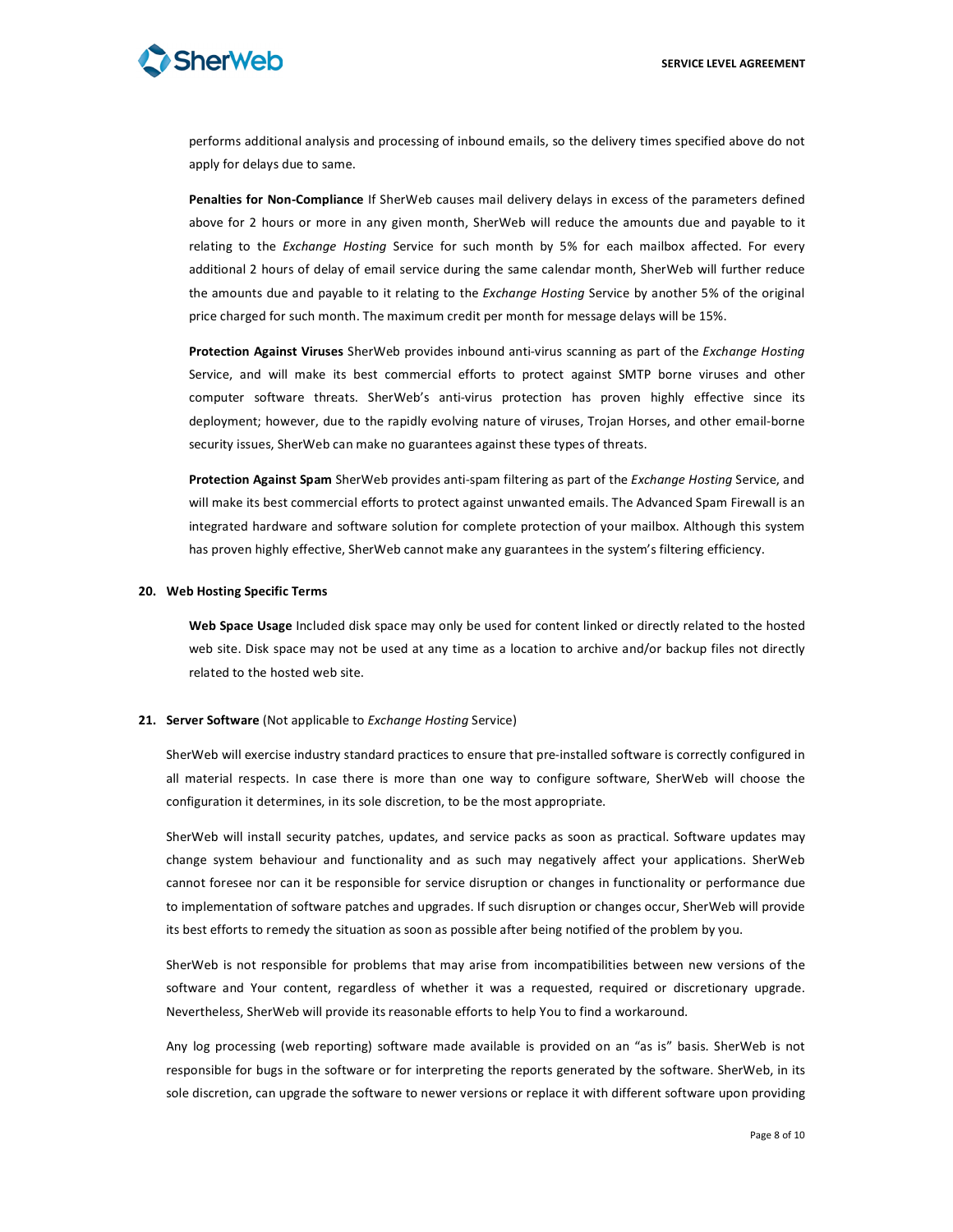performs additional analysis and processing of inbound emails, so the delivery times specified above do not apply for delays due to same.

**Penalties for Non-Compliance** If SherWeb causes mail delivery delays in excess of the parameters defined above for 2 hours or more in any given month, SherWeb will reduce the amounts due and payable to it relating to the *Exchange Hosting* Service for such month by 5% for each mailbox affected. For every additional 2 hours of delay of email service during the same calendar month, SherWeb will further reduce the amounts due and payable to it relating to the *Exchange Hosting* Service by another 5% of the original price charged for such month. The maximum credit per month for message delays will be 15%.

**Protection Against Viruses** SherWeb provides inbound anti-virus scanning as part of the *Exchange Hosting* Service, and will make its best commercial efforts to protect against SMTP borne viruses and other computer software threats. SherWeb's anti-virus protection has proven highly effective since its deployment; however, due to the rapidly evolving nature of viruses, Trojan Horses, and other email-borne security issues, SherWeb can make no guarantees against these types of threats.

**Protection Against Spam** SherWeb provides anti-spam filtering as part of the *Exchange Hosting* Service, and will make its best commercial efforts to protect against unwanted emails. The Advanced Spam Firewall is an integrated hardware and software solution for complete protection of your mailbox. Although this system has proven highly effective, SherWeb cannot make any guarantees in the system's filtering efficiency.

**20. Web Hosting Specific Terms**

**Web Space Usage** Included disk space may only be used for content linked or directly related to the hosted web site. Disk space may not be used at any time as a location to archive and/or backup files not directly related to the hosted web site.

**21. Server Software** (Not applicable to *Exchange Hosting* Service)

SherWeb will exercise industry standard practices to ensure that pre-installed software is correctly configured in all material respects. In case there is more than one way to configure software, SherWeb will choose the configuration it determines, in its sole discretion, to be the most appropriate.

SherWeb will install security patches, updates, and service packs as soon as practical. Software updates may change system behaviour and functionality and as such may negatively affect your applications. SherWeb cannot foresee nor can it be responsible for service disruption or changes in functionality or performance due to implementation of software patches and upgrades. If such disruption or changes occur, SherWeb will provide its best efforts to remedy the situation as soon as possible after being notified of the problem by you.

SherWeb is not responsible for problems that may arise from incompatibilities between new versions of the software and Your content, regardless of whether it was a requested, required or discretionary upgrade. Nevertheless, SherWeb will provide its reasonable efforts to help You to find a workaround.

Any log processing (web reporting) software made available is provided on an "as is" basis. SherWeb is not responsible for bugs in the software or for interpreting the reports generated by the software. SherWeb, in its sole discretion, can upgrade the software to newer versions or replace it with different software upon providing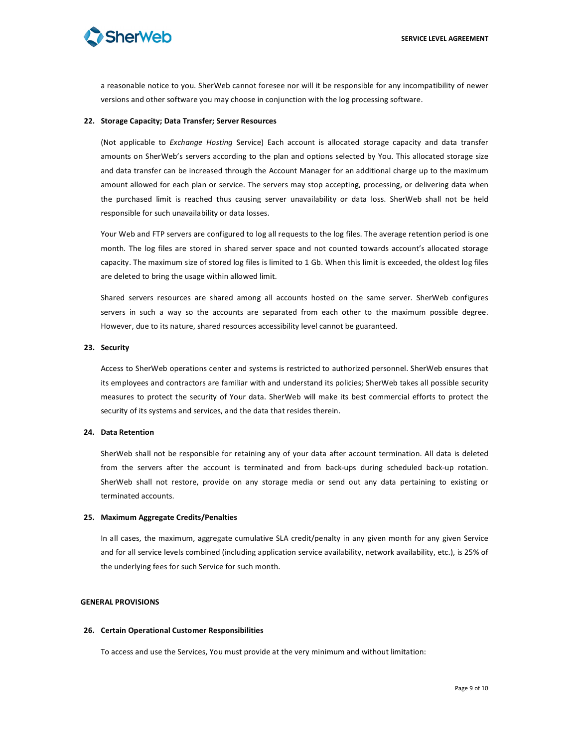a reasonable notice to you. SherWeb cannot foresee nor will it be responsible for any incompatibility of newer versions and other software you may choose in conjunction with the log processing software.

**22. Storage Capacity; Data Transfer; Server Resources**

(Not applicable to *Exchange Hosting* Service) Each account is allocated storage capacity and data transfer amounts on SherWeb's servers according to the plan and options selected by You. This allocated storage size and data transfer can be increased through the Account Manager for an additional charge up to the maximum amount allowed for each plan or service. The servers may stop accepting, processing, or delivering data when the purchased limit is reached thus causing server unavailability or data loss. SherWeb shall not be held responsible for such unavailability or data losses.

Your Web and FTP servers are configured to log all requests to the log files. The average retention period is one month. The log files are stored in shared server space and not counted towards account's allocated storage capacity. The maximum size of stored log files is limited to 1 Gb. When this limit is exceeded, the oldest log files are deleted to bring the usage within allowed limit.

Shared servers resources are shared among all accounts hosted on the same server. SherWeb configures servers in such a way so the accounts are separated from each other to the maximum possible degree. However, due to its nature, shared resources accessibility level cannot be guaranteed.

**23. Security**

Access to SherWeb operations center and systems is restricted to authorized personnel. SherWeb ensures that its employees and contractors are familiar with and understand its policies; SherWeb takes all possible security measures to protect the security of Your data. SherWeb will make its best commercial efforts to protect the security of its systems and services, and the data that resides therein.

**24. Data Retention**

SherWeb shall not be responsible for retaining any of your data after account termination. All data is deleted from the servers after the account is terminated and from back-ups during scheduled back-up rotation. SherWeb shall not restore, provide on any storage media or send out any data pertaining to existing or terminated accounts.

**25. Maximum Aggregate Credits/Penalties**

In all cases, the maximum, aggregate cumulative SLA credit/penalty in any given month for any given Service and for all service levels combined (including application service availability, network availability, etc.), is 25% of the underlying fees for such Service for such month.

## GENERAL PROVISIONS

**26. Certain Operational Customer Responsibilities**

To access and use the Services, You must provide at the very minimum and without limitation: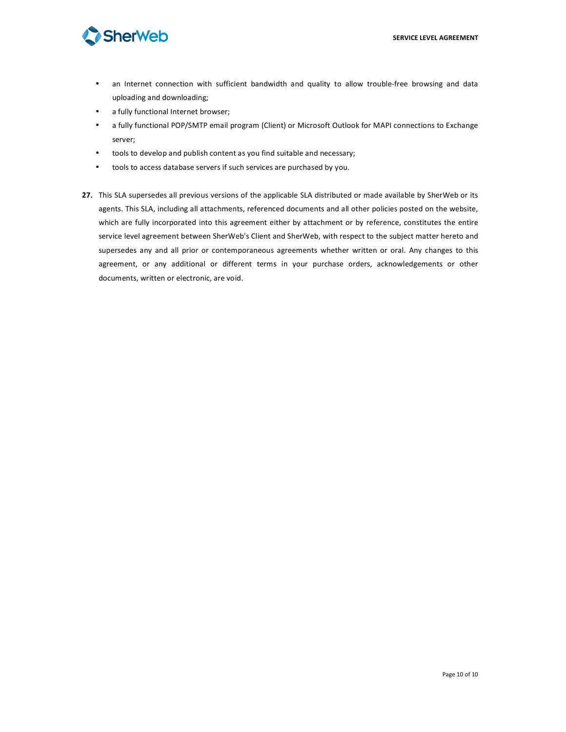- an Internet connection with sufficient bandwidth and quality to allow trouble-free browsing and data uploading and downloading;
- a fully functional Internet browser;
- a fully functional POP/SMTP email program (Client) or Microsoft Outlook for MAPI connections to Exchange server;
- tools to develop and publish content as you find suitable and necessary;
- tools to access database servers if such services are purchased by you.

**27.** This SLA supersedes all previous versions of the applicable SLA distributed or made available by SherWeb or its agents. This SLA, including all attachments, referenced documents and all other policies posted on the website, which are fully incorporated into this agreement either by attachment or by reference, constitutes the entire service level agreement between SherWeb's Client and SherWeb, with respect to the subject matter hereto and supersedes any and all prior or contemporaneous agreements whether written or oral. Any changes to this agreement, or any additional or different terms in your purchase orders, acknowledgements or other documents, written or electronic, are void.